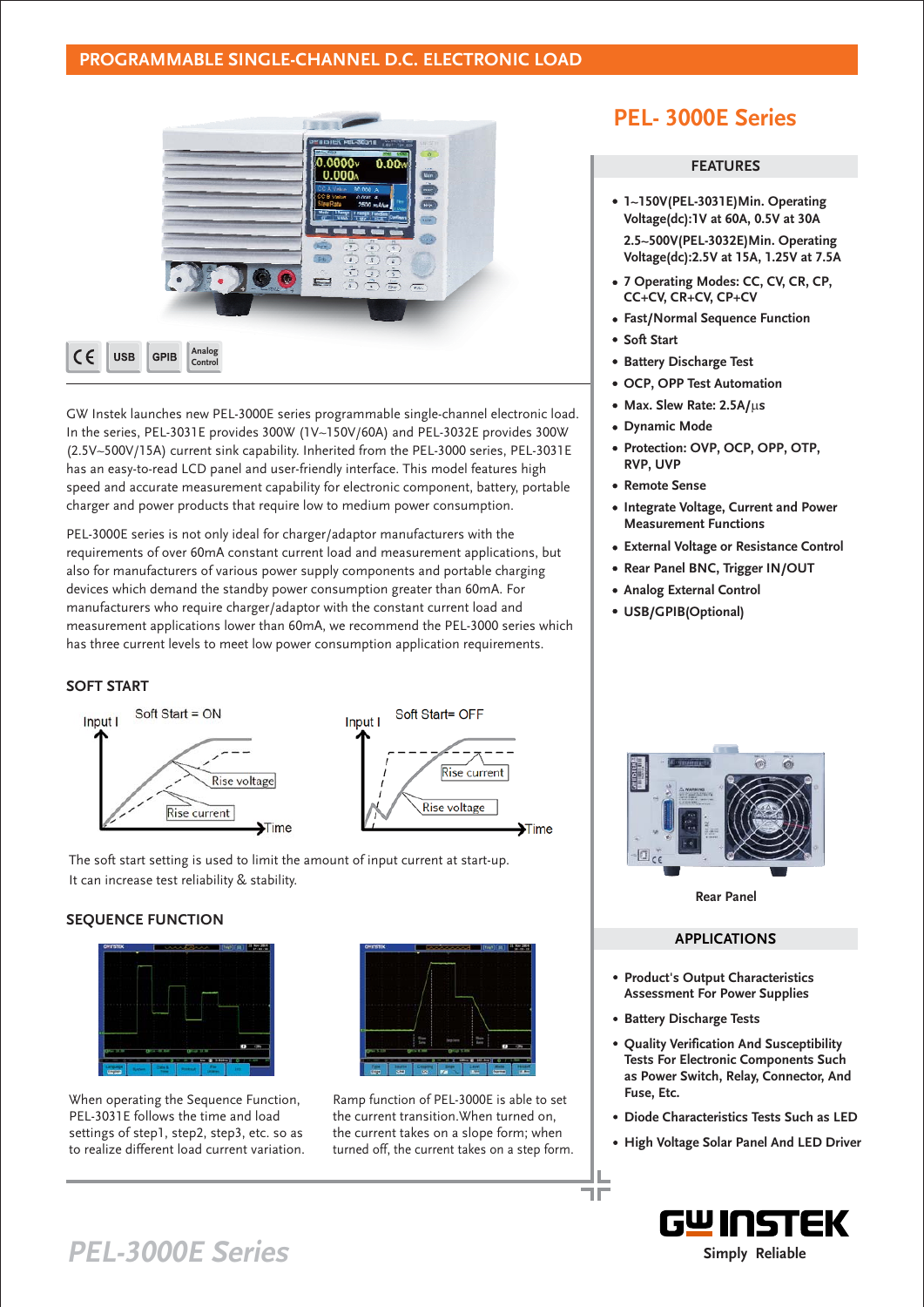## PROGRAMMABLE SINGLE-CHANNEL D.C. ELECTRONIC LOAD

# PEL- 3000E Series

CE USB GPIB Analog Control

GW Instek launches new PEL-3000E series programmable single-channel electronic load. In the series, PEL-3031E provides 300W (1V~150V/60A) and PEL-3032E provides 300W (2.5V~500V/15A) current sink capability. Inherited from the PEL-3000 series, PEL-3031E has an easy-to-read LCD panel and user-friendly interface. This model features high speed and accurate measurement capability for electronic component, battery, portable charger and power products that require low to medium power consumption.

PEL-3000E series is not only ideal for charger/adaptor manufacturers with the requirements of over 60mA constant current load and measurement applications, but also for manufacturers of various power supply components and portable charging devices which demand the standby power consumption greater than 60mA. For manufacturers who require charger/adaptor with the constant current load and measurement applications lower than 60mA, we recommend the PEL-3000 series which has three current levels to meet low power consumption application requirements.

### SOFT START

The soft start setting is used to limit the amount of input current at start-up. It can increase test reliability & stability.

### SEQUENCE FUNCTION

When operating the Sequence Function, PEL-3031E follows the time and load settings of step1, step2, step3, etc. so as to realize different load current variation.

Ramp function of PEL-3000E is able to set the current transition.When turned on, the current takes on a slope form; when turned off, the current takes on a step form.

### FEATURES

- **1~150V(PEL-3031E)Min. Operating Voltage(dc):1V at 60A, 0.5V at 30A**
  **2.5~500V(PEL-3032E)Min. Operating Voltage(dc):2.5V at 15A, 1.25V at 7.5A**
- **7 Operating Modes: CC, CV, CR, CP, CC+CV, CR+CV, CP+CV**
- **Fast/Normal Sequence Function**
- **Soft Start**
- **Battery Discharge Test**
- **OCP, OPP Test Automation**
- **Max. Slew Rate: 2.5A/μs**
- **Dynamic Mode**
- **Protection: OVP, OCP, OPP, OTP, RVP, UVP**
- **Remote Sense**
- **Integrate Voltage, Current and Power Measurement Functions**
- **External Voltage or Resistance Control**
- **Rear Panel BNC, Trigger IN/OUT**
- **Analog External Control**
- **USB/GPIB(Optional)**

Rear Panel

### APPLICATIONS

- **Product's Output Characteristics Assessment For Power Supplies**
- **Battery Discharge Tests**
- **Quality Verification And Susceptibility Tests For Electronic Components Such as Power Switch, Relay, Connector, And Fuse, Etc.**
- **Diode Characteristics Tests Such as LED**
- **High Voltage Solar Panel And LED Driver**

GW INSTEK Simply Reliable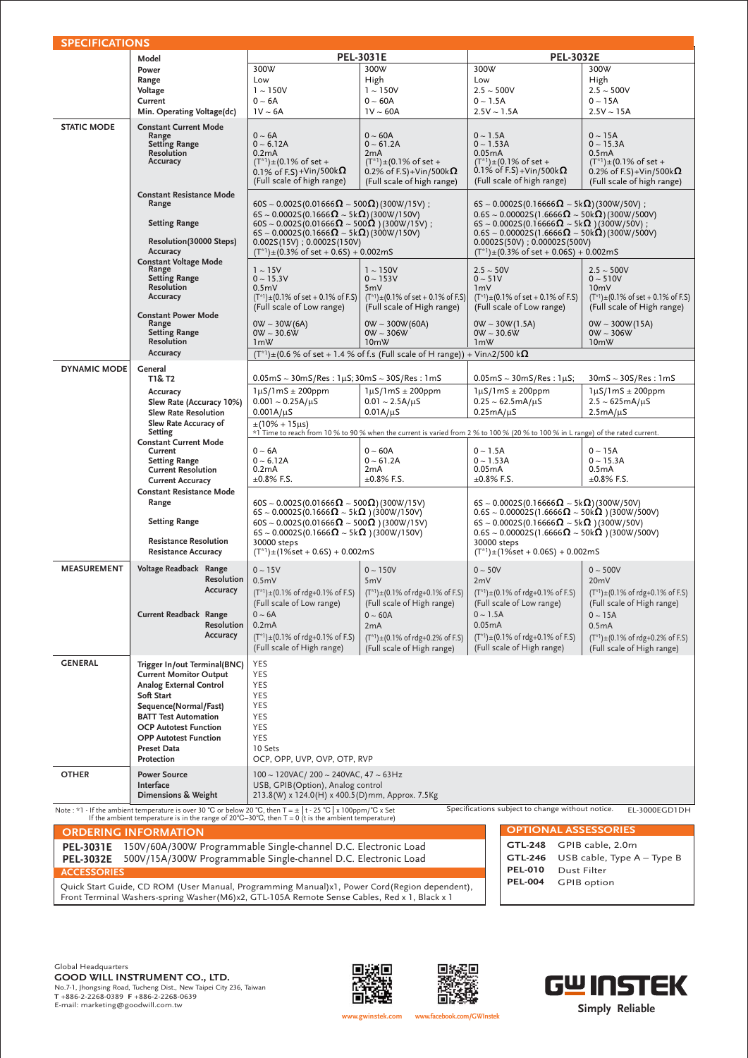## SPECIFICATIONS

| | | PEL-3031E | | PEL-3032E | |
|---|---|---|---|---|---|
| | **Model** | **PEL-3031E** | | **PEL-3032E** | |
| | **Power** | 300W | 300W | 300W | 300W |
| | **Range** | Low | High | Low | High |
| | **Voltage** | 1 ~ 150V | 1 ~ 150V | 2.5 ~ 500V | 2.5 ~ 500V |
| | **Current** | 0 ~ 6A | 0 ~ 60A | 0 ~ 1.5A | 0 ~ 15A |
| | **Min. Operating Voltage(dc)** | 1V ~ 6A | 1V ~ 60A | 2.5V ~ 1.5A | 2.5V ~ 15A |
| **STATIC MODE** | **Constant Current Mode** | | | | |
| | **Range** | 0 ~ 6A | 0 ~ 60A | 0 ~ 1.5A | 0 ~ 15A |
| | **Setting Range** | 0 ~ 6.12A | 0 ~ 61.2A | 0 ~ 1.53A | 0 ~ 15.3A |
| | **Resolution** | 0.2mA | 2mA | 0.05mA | 0.5mA |
| | **Accuracy** | (T*1)±(0.1% of set + 0.1% of F.S)+Vin/500kΩ (Full scale of high range) | (T*1)±(0.1% of set + 0.2% of F.S)+Vin/500kΩ (Full scale of high range) | (T*1)±(0.1% of set + 0.1% of F.S)+Vin/500kΩ (Full scale of high range) | (T*1)±(0.1% of set + 0.2% of F.S)+Vin/500kΩ (Full scale of high range) |
| | **Constant Resistance Mode** | | | | |
| | **Range** | 60S ~ 0.002S(0.01666Ω ~ 500Ω)(300W/15V); 6S ~ 0.0002S(0.1666Ω ~ 5kΩ)(300W/150V) | | 6S ~ 0.0002S(0.16666Ω ~ 5kΩ)(300W/50V); 0.6S ~ 0.00002S(1.6666Ω ~ 50kΩ)(300W/500V) | |
| | **Setting Range** | 60S ~ 0.002S(0.01666Ω ~ 500Ω)(300W/15V); 6S ~ 0.0002S(0.1666Ω ~ 5kΩ)(300W/150V) | | 6S ~ 0.0002S(0.16666Ω ~ 5kΩ)(300W/50V); 0.6S ~ 0.00002S(1.6666Ω ~ 50kΩ)(300W/500V) | |
| | **Resolution(30000 Steps)** | 0.002S(15V); 0.0002S(150V) | | 0.0002S(50V); 0.00002S(500V) | |
| | **Accuracy** | (T*1)±(0.3% of set + 0.6S) + 0.002mS | | (T*1)±(0.3% of set + 0.06S) + 0.002mS | |
| | **Constant Voltage Mode** | | | | |
| | **Range** | 1 ~ 15V | 1 ~ 150V | 2.5 ~ 50V | 2.5 ~ 500V |
| | **Setting Range** | 0 ~ 15.3V | 0 ~ 153V | 0 ~ 51V | 0 ~ 510V |
| | **Resolution** | 0.5mV | 5mV | 1mV | 10mV |
| | **Accuracy** | (T*1)±(0.1% of set + 0.1% of F.S) (Full scale of Low range) | (T*1)±(0.1% of set + 0.1% of F.S) (Full scale of High range) | (T*1)±(0.1% of set + 0.1% of F.S) (Full scale of Low range) | (T*1)±(0.1% of set + 0.1% of F.S) (Full scale of High range) |
| | **Constant Power Mode** | | | | |
| | **Range** | 0W ~ 30W(6A) | 0W ~ 300W(60A) | 0W ~ 30W(1.5A) | 0W ~ 300W(15A) |
| | **Setting Range** | 0W ~ 30.6W | 0W ~ 306W | 0W ~ 30.6W | 0W ~ 306W |
| | **Resolution** | 1mW | 10mW | 1mW | 10mW |
| | **Accuracy** | (T*1)±(0.6 % of set + 1.4 % of f.s (Full scale of H range)) + Vin∧2/500 kΩ | | | |
| **DYNAMIC MODE** | **General** | | | | |
| | **T1& T2** | 0.05mS ~ 30mS/Res : 1μS; 30mS ~ 30S/Res : 1mS | | 0.05mS ~ 30mS/Res : 1μS; | 30mS ~ 30S/Res : 1mS |
| | **Accuracy** | 1μS/1mS ± 200ppm | 1μS/1mS ± 200ppm | 1μS/1mS ± 200ppm | 1μS/1mS ± 200ppm |
| | **Slew Rate (Accuracy 10%)** | 0.001 ~ 0.25A/μS | 0.01 ~ 2.5A/μS | 0.25 ~ 62.5mA/μS | 2.5 ~ 625mA/μS |
| | **Slew Rate Resolution** | 0.001A/μS | 0.01A/μS | 0.25mA/μS | 2.5mA/μS |
| | **Slew Rate Accuracy of Setting** | ±(10% + 15μs) *1 Time to reach from 10 % to 90 % when the current is varied from 2 % to 100 % (20 % to 100 % in L range) of the rated current. | | | |
| | **Constant Current Mode** | | | | |
| | **Current** | 0 ~ 6A | 0 ~ 60A | 0 ~ 1.5A | 0 ~ 15A |
| | **Setting Range** | 0 ~ 6.12A | 0 ~ 61.2A | 0 ~ 1.53A | 0 ~ 15.3A |
| | **Current Resolution** | 0.2mA | 2mA | 0.05mA | 0.5mA |
| | **Current Accuracy** | ±0.8% F.S. | ±0.8% F.S. | ±0.8% F.S. | ±0.8% F.S. |
| | **Constant Resistance Mode** | | | | |
| | **Range** | 60S ~ 0.002S(0.01666Ω ~ 500Ω)(300W/15V) 6S ~ 0.0002S(0.1666Ω ~ 5kΩ)(300W/150V) | | 6S ~ 0.0002S(0.16666Ω ~ 5kΩ)(300W/50V) 0.6S ~ 0.00002S(1.6666Ω ~ 50kΩ)(300W/500V) | |
| | **Setting Range** | 60S ~ 0.002S(0.01666Ω ~ 500Ω)(300W/15V) 6S ~ 0.0002S(0.1666Ω ~ 5kΩ)(300W/150V) | | 6S ~ 0.0002S(0.16666Ω ~ 5kΩ)(300W/50V) 0.6S ~ 0.00002S(1.6666Ω ~ 50kΩ)(300W/500V) | |
| | **Resistance Resolution** | 30000 steps | | 30000 steps | |
| | **Resistance Accuracy** | (T*1)±(1%set + 0.6S) + 0.002mS | | (T*1)±(1%set + 0.06S) + 0.002mS | |
| **MEASUREMENT** | **Voltage Readback Range** | 0 ~ 15V | 0 ~ 150V | 0 ~ 50V | 0 ~ 500V |
| | **Resolution** | 0.5mV | 5mV | 2mV | 20mV |
| | **Accuracy** | (T*1)±(0.1% of rdg+0.1% of F.S) (Full scale of Low range) | (T*1)±(0.1% of rdg+0.1% of F.S) (Full scale of High range) | (T*1)±(0.1% of rdg+0.1% of F.S) (Full scale of Low range) | (T*1)±(0.1% of rdg+0.1% of F.S) (Full scale of High range) |
| | **Current Readback Range** | 0 ~ 6A | 0 ~ 60A | 0 ~ 1.5A | 0 ~ 15A |
| | **Resolution** | 0.2mA | 2mA | 0.05mA | 0.5mA |
| | **Accuracy** | (T*1)±(0.1% of rdg+0.1% of F.S) (Full scale of High range) | (T*1)±(0.1% of rdg+0.2% of F.S) (Full scale of High range) | (T*1)±(0.1% of rdg+0.1% of F.S) (Full scale of High range) | (T*1)±(0.1% of rdg+0.2% of F.S) (Full scale of High range) |
| **GENERAL** | **Trigger In/out Terminal(BNC)** | YES | | | |
| | **Current Momitor Output** | YES | | | |
| | **Analog External Control** | YES | | | |
| | **Soft Start** | YES | | | |
| | **Sequence(Normal/Fast)** | YES | | | |
| | **BATT Test Automation** | YES | | | |
| | **OCP Autotest Function** | YES | | | |
| | **OPP Autotest Function** | YES | | | |
| | **Preset Data** | 10 Sets | | | |
| | **Protection** | OCP, OPP, UVP, OVP, OTP, RVP | | | |
| **OTHER** | **Power Source** | 100 ~ 120VAC/ 200 ~ 240VAC, 47 ~ 63Hz | | | |
| | **Interface** | USB, GPIB(Option), Analog control | | | |
| | **Dimensions & Weight** | 213.8(W) x 124.0(H) x 400.5(D)mm, Approx. 7.5Kg | | | |

Note : *1 - If the ambient temperature is over 30 °C or below 20 °C, then T = ± | t - 25 °C | x 100ppm/°C x Set
If the ambient temperature is in the range of 20°C~30°C, then T = 0 (t is the ambient temperature)

Specifications subject to change without notice. EL-3000EGD1DH

## ORDERING INFORMATION

**PEL-3031E** 150V/60A/300W Programmable Single-channel D.C. Electronic Load
**PEL-3032E** 500V/15A/300W Programmable Single-channel D.C. Electronic Load

## ACCESSORIES

Quick Start Guide, CD ROM (User Manual, Programming Manual)x1, Power Cord(Region dependent), Front Terminal Washers-spring Washer(M6)x2, GTL-105A Remote Sense Cables, Red x 1, Black x 1

## OPTIONAL ASSESSORIES

**GTL-248** GPIB cable, 2.0m
**GTL-246** USB cable, Type A – Type B
**PEL-010** Dust Filter
**PEL-004** GPIB option

Global Headquarters
**GOOD WILL INSTRUMENT CO., LTD.**
No.7-1, Jhongsing Road, Tucheng Dist., New Taipei City 236, Taiwan
**T** +886-2-2268-0389 **F** +886-2-2268-0639
E-mail: marketing@goodwill.com.tw

www.gwinstek.com www.facebook.com/GWInstek

GW INSTEK
Simply Reliable